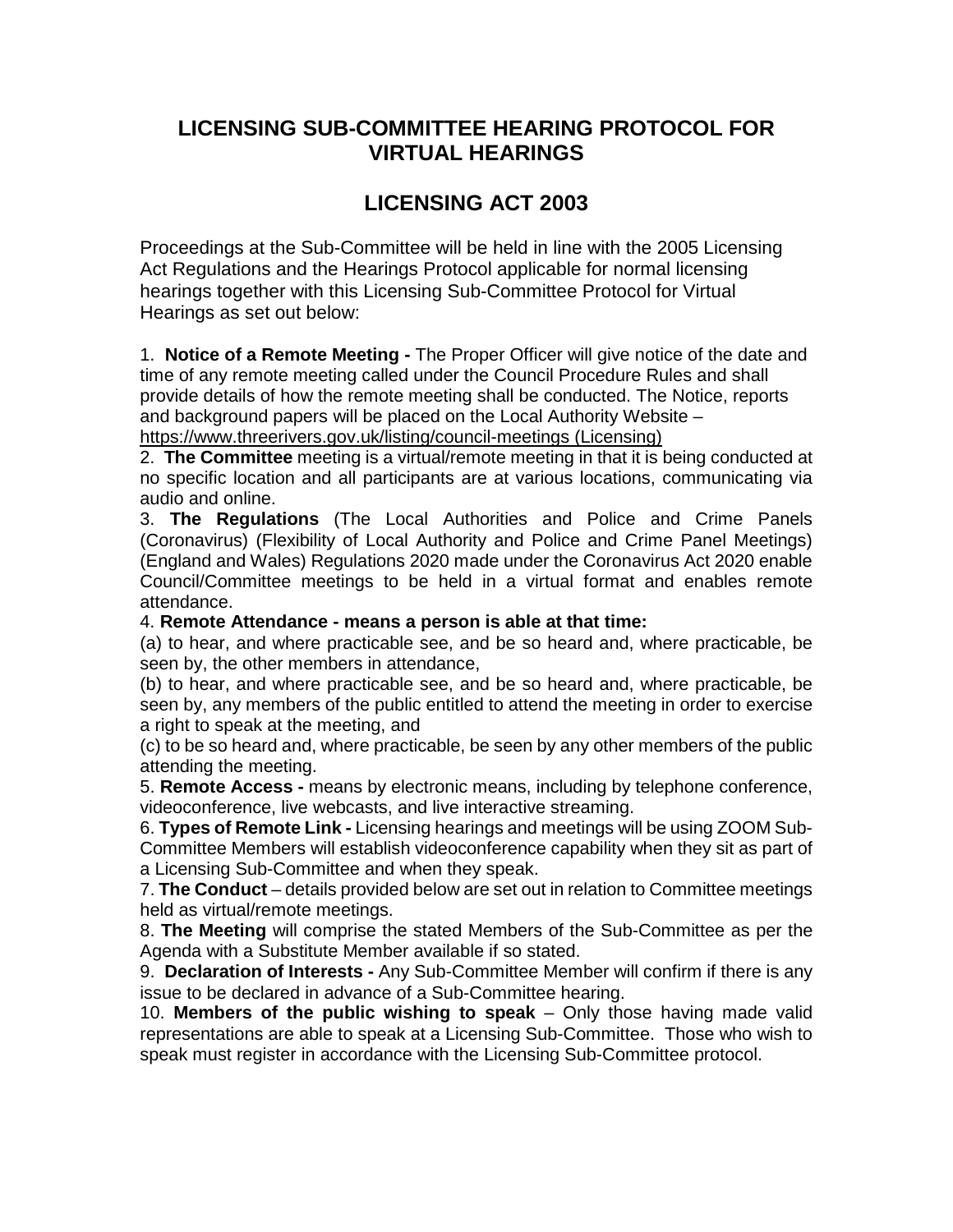# LICENSING SUB-COMMITTEE HEARING PROTOCOL FOR VIRTUAL HEARINGS

# LICENSING ACT 2003

Proceedings at the Sub-Committee will be held in line with the 2005 Licensing Act Regulations and the Hearings Protocol applicable for normal licensing hearings together with this Licensing Sub-Committee Protocol for Virtual Hearings as set out below:

1. **Notice of a Remote Meeting -** The Proper Officer will give notice of the date and time of any remote meeting called under the Council Procedure Rules and shall provide details of how the remote meeting shall be conducted. The Notice, reports and background papers will be placed on the Local Authority Website – https://www.threerivers.gov.uk/listing/council-meetings (Licensing)
2. **The Committee** meeting is a virtual/remote meeting in that it is being conducted at no specific location and all participants are at various locations, communicating via audio and online.
3. **The Regulations** (The Local Authorities and Police and Crime Panels (Coronavirus) (Flexibility of Local Authority and Police and Crime Panel Meetings) (England and Wales) Regulations 2020 made under the Coronavirus Act 2020 enable Council/Committee meetings to be held in a virtual format and enables remote attendance.
4. **Remote Attendance - means a person is able at that time:**
(a) to hear, and where practicable see, and be so heard and, where practicable, be seen by, the other members in attendance,
(b) to hear, and where practicable see, and be so heard and, where practicable, be seen by, any members of the public entitled to attend the meeting in order to exercise a right to speak at the meeting, and
(c) to be so heard and, where practicable, be seen by any other members of the public attending the meeting.
5. **Remote Access -** means by electronic means, including by telephone conference, videoconference, live webcasts, and live interactive streaming.
6. **Types of Remote Link -** Licensing hearings and meetings will be using ZOOM Sub-Committee Members will establish videoconference capability when they sit as part of a Licensing Sub-Committee and when they speak.
7. **The Conduct** – details provided below are set out in relation to Committee meetings held as virtual/remote meetings.
8. **The Meeting** will comprise the stated Members of the Sub-Committee as per the Agenda with a Substitute Member available if so stated.
9. **Declaration of Interests -** Any Sub-Committee Member will confirm if there is any issue to be declared in advance of a Sub-Committee hearing.
10. **Members of the public wishing to speak** – Only those having made valid representations are able to speak at a Licensing Sub-Committee. Those who wish to speak must register in accordance with the Licensing Sub-Committee protocol.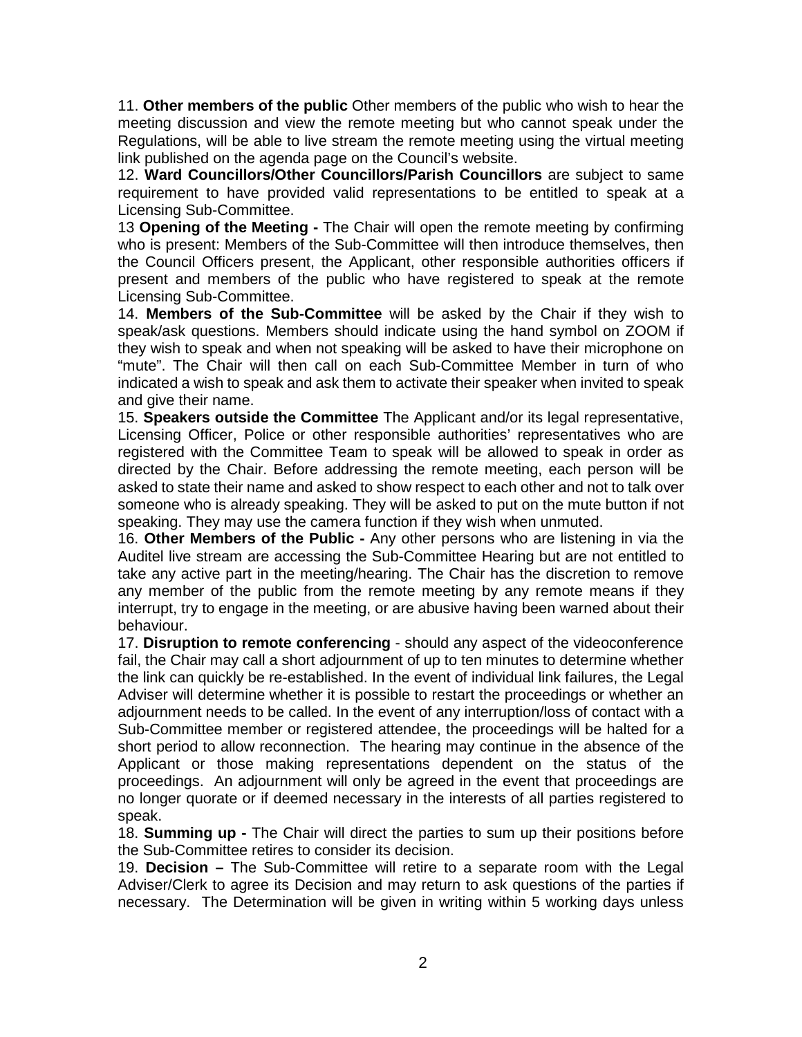11. **Other members of the public** Other members of the public who wish to hear the meeting discussion and view the remote meeting but who cannot speak under the Regulations, will be able to live stream the remote meeting using the virtual meeting link published on the agenda page on the Council's website.

12. **Ward Councillors/Other Councillors/Parish Councillors** are subject to same requirement to have provided valid representations to be entitled to speak at a Licensing Sub-Committee.

13 **Opening of the Meeting -** The Chair will open the remote meeting by confirming who is present: Members of the Sub-Committee will then introduce themselves, then the Council Officers present, the Applicant, other responsible authorities officers if present and members of the public who have registered to speak at the remote Licensing Sub-Committee.

14. **Members of the Sub-Committee** will be asked by the Chair if they wish to speak/ask questions. Members should indicate using the hand symbol on ZOOM if they wish to speak and when not speaking will be asked to have their microphone on "mute". The Chair will then call on each Sub-Committee Member in turn of who indicated a wish to speak and ask them to activate their speaker when invited to speak and give their name.

15. **Speakers outside the Committee** The Applicant and/or its legal representative, Licensing Officer, Police or other responsible authorities' representatives who are registered with the Committee Team to speak will be allowed to speak in order as directed by the Chair. Before addressing the remote meeting, each person will be asked to state their name and asked to show respect to each other and not to talk over someone who is already speaking. They will be asked to put on the mute button if not speaking. They may use the camera function if they wish when unmuted.

16. **Other Members of the Public -** Any other persons who are listening in via the Auditel live stream are accessing the Sub-Committee Hearing but are not entitled to take any active part in the meeting/hearing. The Chair has the discretion to remove any member of the public from the remote meeting by any remote means if they interrupt, try to engage in the meeting, or are abusive having been warned about their behaviour.

17. **Disruption to remote conferencing** - should any aspect of the videoconference fail, the Chair may call a short adjournment of up to ten minutes to determine whether the link can quickly be re-established. In the event of individual link failures, the Legal Adviser will determine whether it is possible to restart the proceedings or whether an adjournment needs to be called. In the event of any interruption/loss of contact with a Sub-Committee member or registered attendee, the proceedings will be halted for a short period to allow reconnection. The hearing may continue in the absence of the Applicant or those making representations dependent on the status of the proceedings. An adjournment will only be agreed in the event that proceedings are no longer quorate or if deemed necessary in the interests of all parties registered to speak.

18. **Summing up -** The Chair will direct the parties to sum up their positions before the Sub-Committee retires to consider its decision.

19. **Decision –** The Sub-Committee will retire to a separate room with the Legal Adviser/Clerk to agree its Decision and may return to ask questions of the parties if necessary. The Determination will be given in writing within 5 working days unless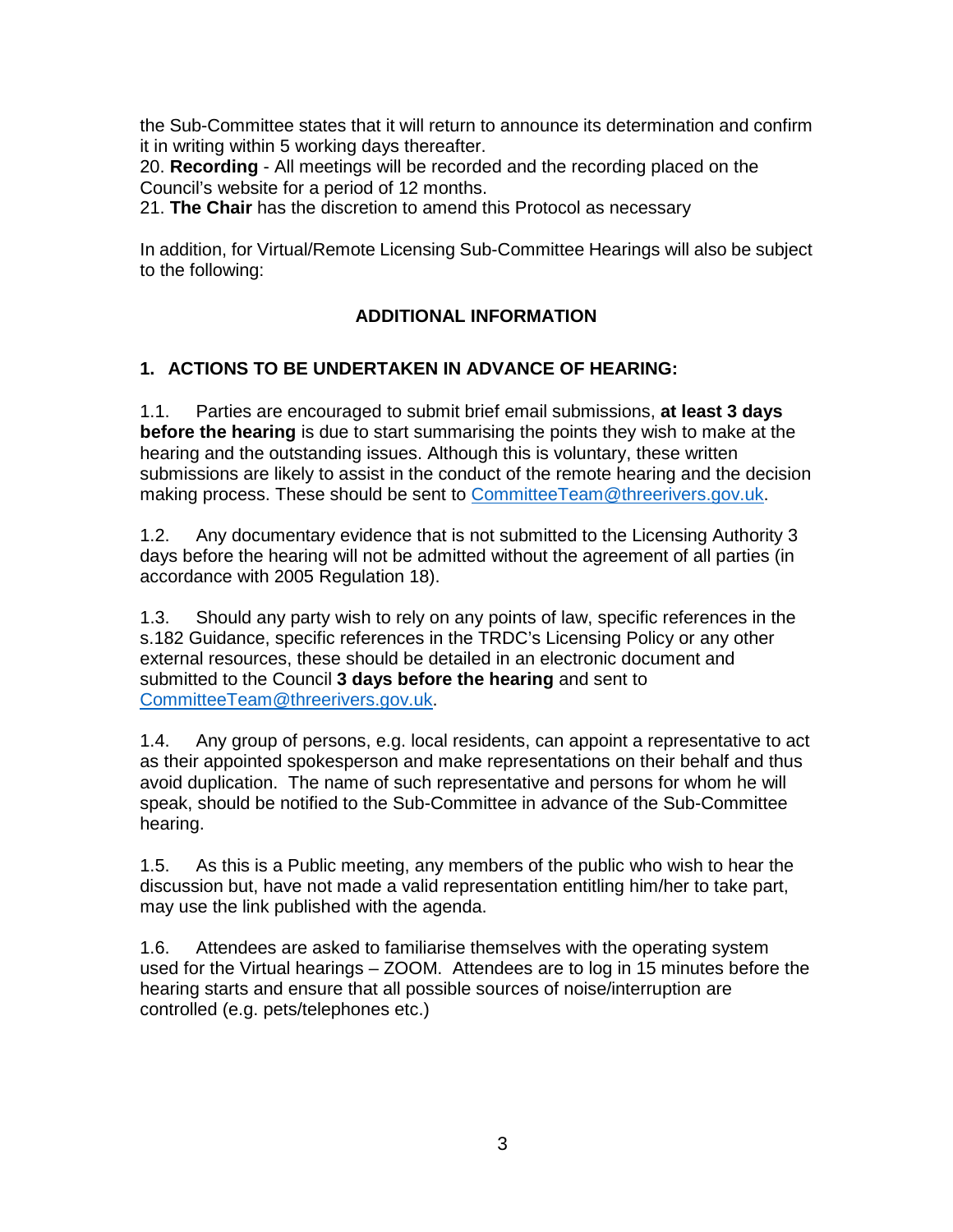the Sub-Committee states that it will return to announce its determination and confirm it in writing within 5 working days thereafter.

20. **Recording** - All meetings will be recorded and the recording placed on the Council's website for a period of 12 months.

21. **The Chair** has the discretion to amend this Protocol as necessary

In addition, for Virtual/Remote Licensing Sub-Committee Hearings will also be subject to the following:

## ADDITIONAL INFORMATION

### 1. ACTIONS TO BE UNDERTAKEN IN ADVANCE OF HEARING:

1.1. Parties are encouraged to submit brief email submissions, **at least 3 days before the hearing** is due to start summarising the points they wish to make at the hearing and the outstanding issues. Although this is voluntary, these written submissions are likely to assist in the conduct of the remote hearing and the decision making process. These should be sent to CommitteeTeam@threerivers.gov.uk.

1.2. Any documentary evidence that is not submitted to the Licensing Authority 3 days before the hearing will not be admitted without the agreement of all parties (in accordance with 2005 Regulation 18).

1.3. Should any party wish to rely on any points of law, specific references in the s.182 Guidance, specific references in the TRDC's Licensing Policy or any other external resources, these should be detailed in an electronic document and submitted to the Council **3 days before the hearing** and sent to CommitteeTeam@threerivers.gov.uk.

1.4. Any group of persons, e.g. local residents, can appoint a representative to act as their appointed spokesperson and make representations on their behalf and thus avoid duplication. The name of such representative and persons for whom he will speak, should be notified to the Sub-Committee in advance of the Sub-Committee hearing.

1.5. As this is a Public meeting, any members of the public who wish to hear the discussion but, have not made a valid representation entitling him/her to take part, may use the link published with the agenda.

1.6. Attendees are asked to familiarise themselves with the operating system used for the Virtual hearings – ZOOM. Attendees are to log in 15 minutes before the hearing starts and ensure that all possible sources of noise/interruption are controlled (e.g. pets/telephones etc.)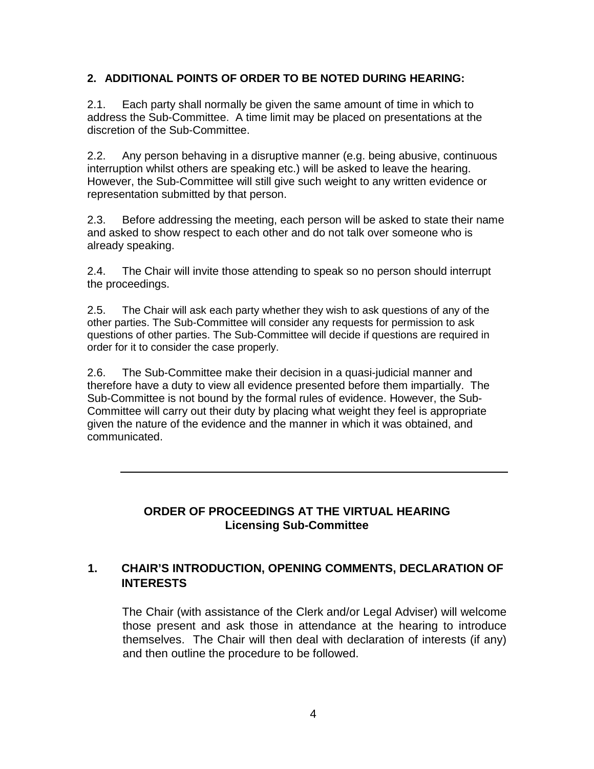## 2. ADDITIONAL POINTS OF ORDER TO BE NOTED DURING HEARING:

2.1. Each party shall normally be given the same amount of time in which to address the Sub-Committee. A time limit may be placed on presentations at the discretion of the Sub-Committee.

2.2. Any person behaving in a disruptive manner (e.g. being abusive, continuous interruption whilst others are speaking etc.) will be asked to leave the hearing. However, the Sub-Committee will still give such weight to any written evidence or representation submitted by that person.

2.3. Before addressing the meeting, each person will be asked to state their name and asked to show respect to each other and do not talk over someone who is already speaking.

2.4. The Chair will invite those attending to speak so no person should interrupt the proceedings.

2.5. The Chair will ask each party whether they wish to ask questions of any of the other parties. The Sub-Committee will consider any requests for permission to ask questions of other parties. The Sub-Committee will decide if questions are required in order for it to consider the case properly.

2.6. The Sub-Committee make their decision in a quasi-judicial manner and therefore have a duty to view all evidence presented before them impartially. The Sub-Committee is not bound by the formal rules of evidence. However, the Sub-Committee will carry out their duty by placing what weight they feel is appropriate given the nature of the evidence and the manner in which it was obtained, and communicated.

---

## ORDER OF PROCEEDINGS AT THE VIRTUAL HEARING
### Licensing Sub-Committee

## 1. CHAIR'S INTRODUCTION, OPENING COMMENTS, DECLARATION OF INTERESTS

The Chair (with assistance of the Clerk and/or Legal Adviser) will welcome those present and ask those in attendance at the hearing to introduce themselves. The Chair will then deal with declaration of interests (if any) and then outline the procedure to be followed.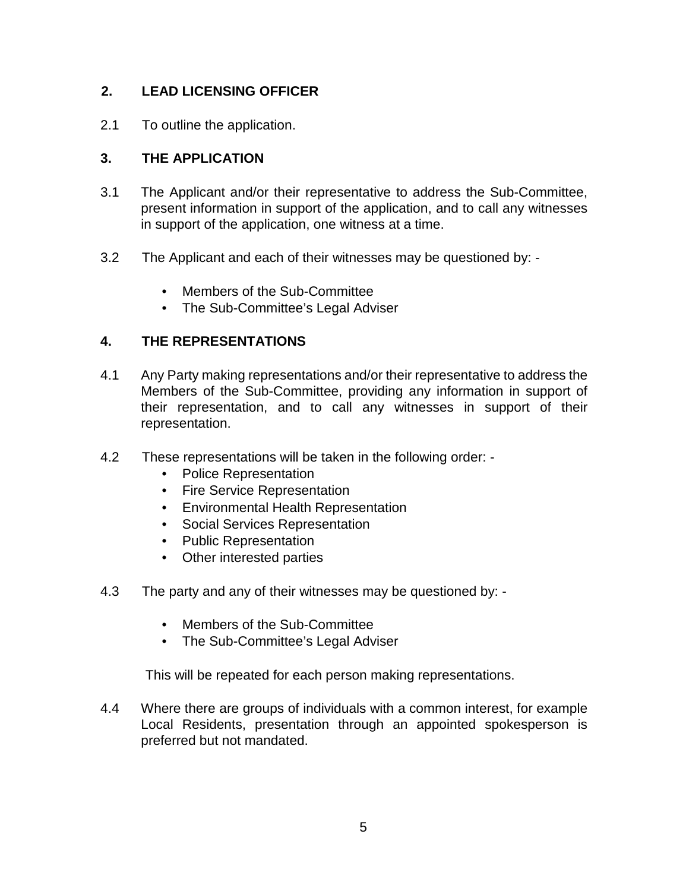## 2. LEAD LICENSING OFFICER

2.1 To outline the application.

## 3. THE APPLICATION

3.1 The Applicant and/or their representative to address the Sub-Committee, present information in support of the application, and to call any witnesses in support of the application, one witness at a time.

3.2 The Applicant and each of their witnesses may be questioned by: -

- Members of the Sub-Committee
- The Sub-Committee's Legal Adviser

## 4. THE REPRESENTATIONS

4.1 Any Party making representations and/or their representative to address the Members of the Sub-Committee, providing any information in support of their representation, and to call any witnesses in support of their representation.

4.2 These representations will be taken in the following order: -

- Police Representation
- Fire Service Representation
- Environmental Health Representation
- Social Services Representation
- Public Representation
- Other interested parties

4.3 The party and any of their witnesses may be questioned by: -

- Members of the Sub-Committee
- The Sub-Committee's Legal Adviser

This will be repeated for each person making representations.

4.4 Where there are groups of individuals with a common interest, for example Local Residents, presentation through an appointed spokesperson is preferred but not mandated.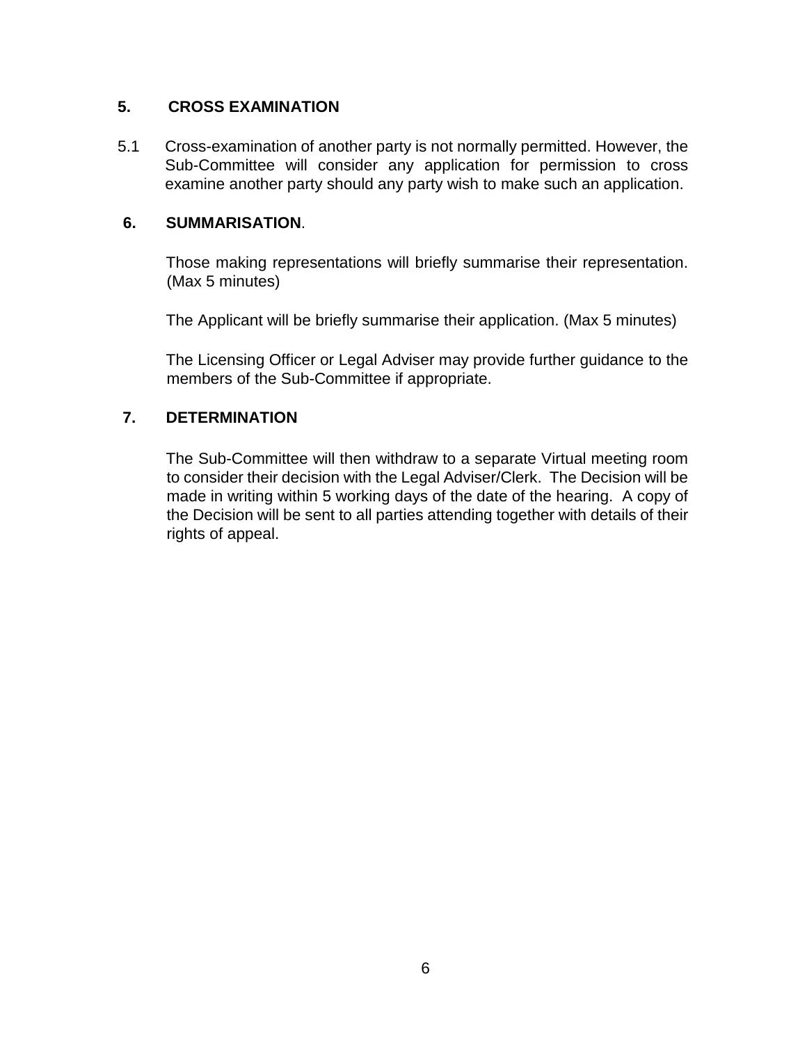## 5. CROSS EXAMINATION

5.1 Cross-examination of another party is not normally permitted. However, the Sub-Committee will consider any application for permission to cross examine another party should any party wish to make such an application.

## 6. SUMMARISATION.

Those making representations will briefly summarise their representation. (Max 5 minutes)

The Applicant will be briefly summarise their application. (Max 5 minutes)

The Licensing Officer or Legal Adviser may provide further guidance to the members of the Sub-Committee if appropriate.

## 7. DETERMINATION

The Sub-Committee will then withdraw to a separate Virtual meeting room to consider their decision with the Legal Adviser/Clerk. The Decision will be made in writing within 5 working days of the date of the hearing. A copy of the Decision will be sent to all parties attending together with details of their rights of appeal.